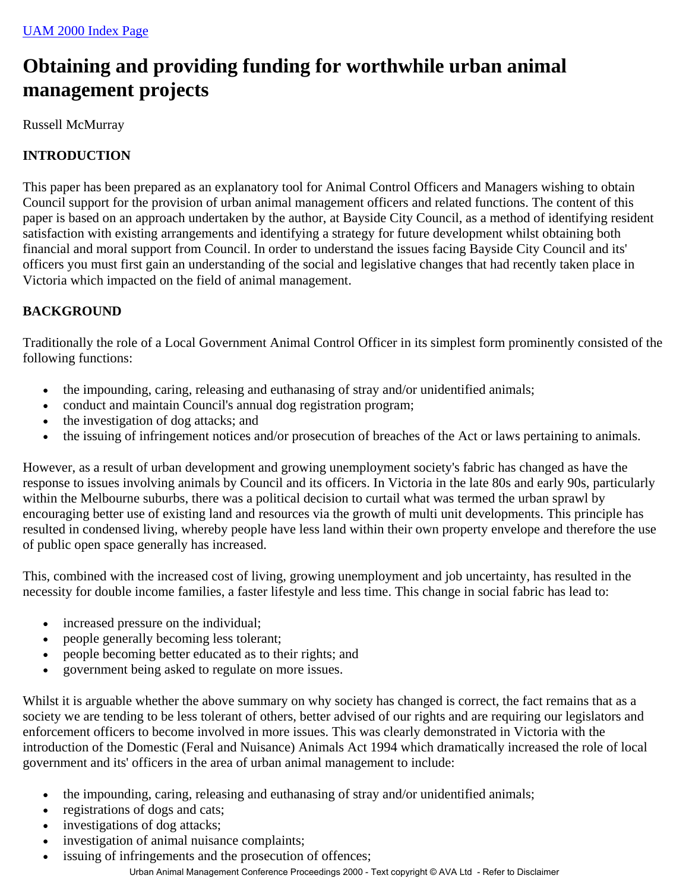UAM 2000 Index Page

# Obtaining and providing funding for worthwhile urban animal management projects

Russell McMurray

## INTRODUCTION

This paper has been prepared as an explanatory tool for Animal Control Officers and Managers wishing to obtain Council support for the provision of urban animal management officers and related functions. The content of this paper is based on an approach undertaken by the author, at Bayside City Council, as a method of identifying resident satisfaction with existing arrangements and identifying a strategy for future development whilst obtaining both financial and moral support from Council. In order to understand the issues facing Bayside City Council and its' officers you must first gain an understanding of the social and legislative changes that had recently taken place in Victoria which impacted on the field of animal management.

## BACKGROUND

Traditionally the role of a Local Government Animal Control Officer in its simplest form prominently consisted of the following functions:

- the impounding, caring, releasing and euthanasing of stray and/or unidentified animals;
- conduct and maintain Council's annual dog registration program;
- the investigation of dog attacks; and
- the issuing of infringement notices and/or prosecution of breaches of the Act or laws pertaining to animals.

However, as a result of urban development and growing unemployment society's fabric has changed as have the response to issues involving animals by Council and its officers. In Victoria in the late 80s and early 90s, particularly within the Melbourne suburbs, there was a political decision to curtail what was termed the urban sprawl by encouraging better use of existing land and resources via the growth of multi unit developments. This principle has resulted in condensed living, whereby people have less land within their own property envelope and therefore the use of public open space generally has increased.

This, combined with the increased cost of living, growing unemployment and job uncertainty, has resulted in the necessity for double income families, a faster lifestyle and less time. This change in social fabric has lead to:

- increased pressure on the individual;
- people generally becoming less tolerant;
- people becoming better educated as to their rights; and
- government being asked to regulate on more issues.

Whilst it is arguable whether the above summary on why society has changed is correct, the fact remains that as a society we are tending to be less tolerant of others, better advised of our rights and are requiring our legislators and enforcement officers to become involved in more issues. This was clearly demonstrated in Victoria with the introduction of the Domestic (Feral and Nuisance) Animals Act 1994 which dramatically increased the role of local government and its' officers in the area of urban animal management to include:

- the impounding, caring, releasing and euthanasing of stray and/or unidentified animals;
- registrations of dogs and cats;
- investigations of dog attacks;
- investigation of animal nuisance complaints;
- issuing of infringements and the prosecution of offences;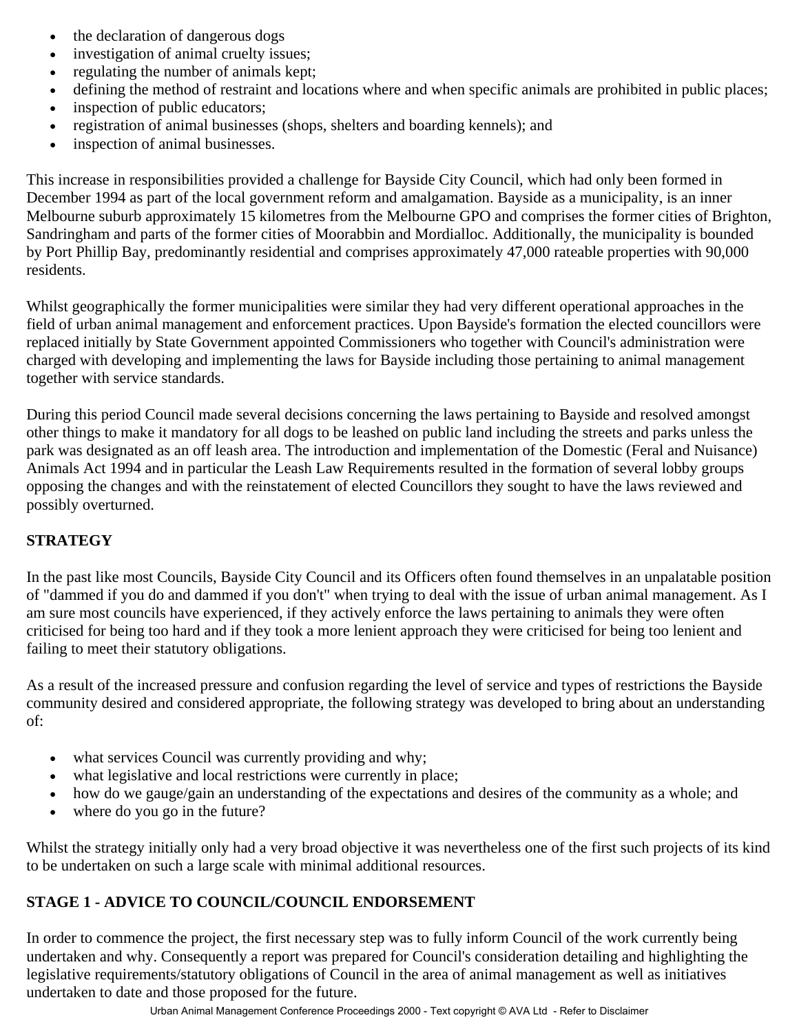- the declaration of dangerous dogs
- investigation of animal cruelty issues;
- regulating the number of animals kept;
- defining the method of restraint and locations where and when specific animals are prohibited in public places;
- inspection of public educators;
- registration of animal businesses (shops, shelters and boarding kennels); and
- inspection of animal businesses.

This increase in responsibilities provided a challenge for Bayside City Council, which had only been formed in December 1994 as part of the local government reform and amalgamation. Bayside as a municipality, is an inner Melbourne suburb approximately 15 kilometres from the Melbourne GPO and comprises the former cities of Brighton, Sandringham and parts of the former cities of Moorabbin and Mordialloc. Additionally, the municipality is bounded by Port Phillip Bay, predominantly residential and comprises approximately 47,000 rateable properties with 90,000 residents.

Whilst geographically the former municipalities were similar they had very different operational approaches in the field of urban animal management and enforcement practices. Upon Bayside's formation the elected councillors were replaced initially by State Government appointed Commissioners who together with Council's administration were charged with developing and implementing the laws for Bayside including those pertaining to animal management together with service standards.

During this period Council made several decisions concerning the laws pertaining to Bayside and resolved amongst other things to make it mandatory for all dogs to be leashed on public land including the streets and parks unless the park was designated as an off leash area. The introduction and implementation of the Domestic (Feral and Nuisance) Animals Act 1994 and in particular the Leash Law Requirements resulted in the formation of several lobby groups opposing the changes and with the reinstatement of elected Councillors they sought to have the laws reviewed and possibly overturned.

## STRATEGY

In the past like most Councils, Bayside City Council and its Officers often found themselves in an unpalatable position of "dammed if you do and dammed if you don't" when trying to deal with the issue of urban animal management. As I am sure most councils have experienced, if they actively enforce the laws pertaining to animals they were often criticised for being too hard and if they took a more lenient approach they were criticised for being too lenient and failing to meet their statutory obligations.

As a result of the increased pressure and confusion regarding the level of service and types of restrictions the Bayside community desired and considered appropriate, the following strategy was developed to bring about an understanding of:

- what services Council was currently providing and why;
- what legislative and local restrictions were currently in place;
- how do we gauge/gain an understanding of the expectations and desires of the community as a whole; and
- where do you go in the future?

Whilst the strategy initially only had a very broad objective it was nevertheless one of the first such projects of its kind to be undertaken on such a large scale with minimal additional resources.

## STAGE 1 - ADVICE TO COUNCIL/COUNCIL ENDORSEMENT

In order to commence the project, the first necessary step was to fully inform Council of the work currently being undertaken and why. Consequently a report was prepared for Council's consideration detailing and highlighting the legislative requirements/statutory obligations of Council in the area of animal management as well as initiatives undertaken to date and those proposed for the future.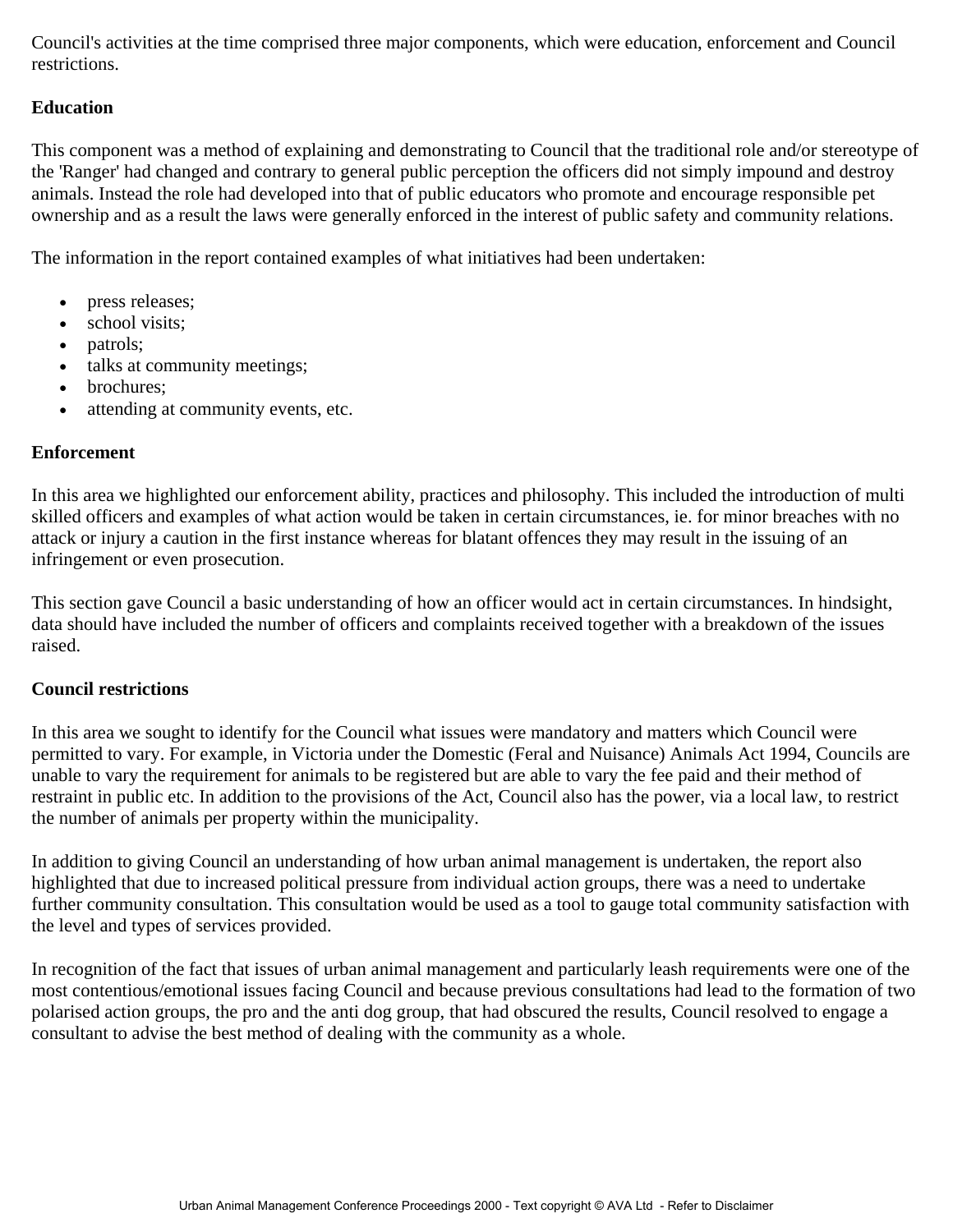Council's activities at the time comprised three major components, which were education, enforcement and Council restrictions.

**Education**

This component was a method of explaining and demonstrating to Council that the traditional role and/or stereotype of the 'Ranger' had changed and contrary to general public perception the officers did not simply impound and destroy animals. Instead the role had developed into that of public educators who promote and encourage responsible pet ownership and as a result the laws were generally enforced in the interest of public safety and community relations.

The information in the report contained examples of what initiatives had been undertaken:

- press releases;
- school visits;
- patrols;
- talks at community meetings;
- brochures;
- attending at community events, etc.

**Enforcement**

In this area we highlighted our enforcement ability, practices and philosophy. This included the introduction of multi skilled officers and examples of what action would be taken in certain circumstances, ie. for minor breaches with no attack or injury a caution in the first instance whereas for blatant offences they may result in the issuing of an infringement or even prosecution.

This section gave Council a basic understanding of how an officer would act in certain circumstances. In hindsight, data should have included the number of officers and complaints received together with a breakdown of the issues raised.

**Council restrictions**

In this area we sought to identify for the Council what issues were mandatory and matters which Council were permitted to vary. For example, in Victoria under the Domestic (Feral and Nuisance) Animals Act 1994, Councils are unable to vary the requirement for animals to be registered but are able to vary the fee paid and their method of restraint in public etc. In addition to the provisions of the Act, Council also has the power, via a local law, to restrict the number of animals per property within the municipality.

In addition to giving Council an understanding of how urban animal management is undertaken, the report also highlighted that due to increased political pressure from individual action groups, there was a need to undertake further community consultation. This consultation would be used as a tool to gauge total community satisfaction with the level and types of services provided.

In recognition of the fact that issues of urban animal management and particularly leash requirements were one of the most contentious/emotional issues facing Council and because previous consultations had lead to the formation of two polarised action groups, the pro and the anti dog group, that had obscured the results, Council resolved to engage a consultant to advise the best method of dealing with the community as a whole.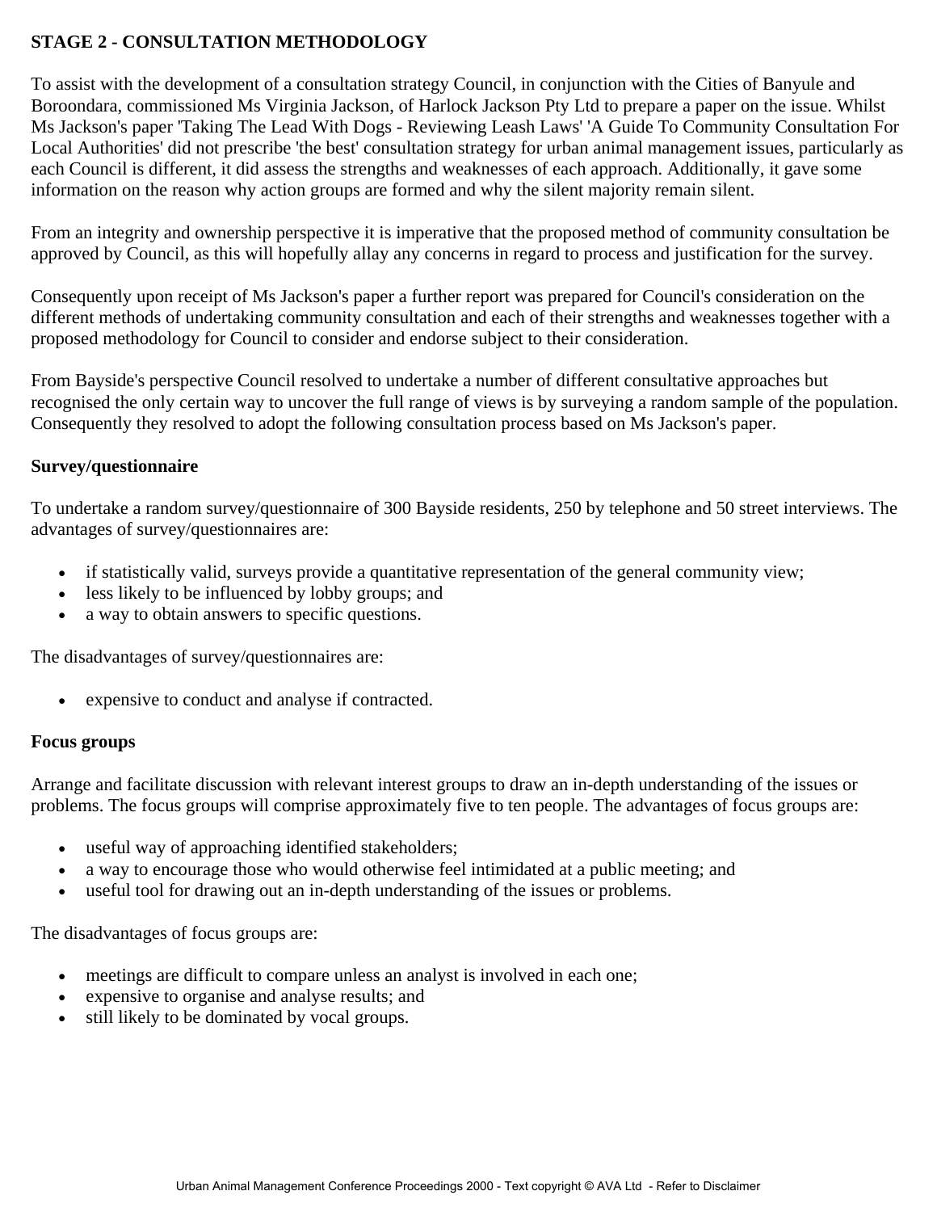**STAGE 2 - CONSULTATION METHODOLOGY**

To assist with the development of a consultation strategy Council, in conjunction with the Cities of Banyule and Boroondara, commissioned Ms Virginia Jackson, of Harlock Jackson Pty Ltd to prepare a paper on the issue. Whilst Ms Jackson's paper 'Taking The Lead With Dogs - Reviewing Leash Laws' 'A Guide To Community Consultation For Local Authorities' did not prescribe 'the best' consultation strategy for urban animal management issues, particularly as each Council is different, it did assess the strengths and weaknesses of each approach. Additionally, it gave some information on the reason why action groups are formed and why the silent majority remain silent.

From an integrity and ownership perspective it is imperative that the proposed method of community consultation be approved by Council, as this will hopefully allay any concerns in regard to process and justification for the survey.

Consequently upon receipt of Ms Jackson's paper a further report was prepared for Council's consideration on the different methods of undertaking community consultation and each of their strengths and weaknesses together with a proposed methodology for Council to consider and endorse subject to their consideration.

From Bayside's perspective Council resolved to undertake a number of different consultative approaches but recognised the only certain way to uncover the full range of views is by surveying a random sample of the population. Consequently they resolved to adopt the following consultation process based on Ms Jackson's paper.

**Survey/questionnaire**

To undertake a random survey/questionnaire of 300 Bayside residents, 250 by telephone and 50 street interviews. The advantages of survey/questionnaires are:

- if statistically valid, surveys provide a quantitative representation of the general community view;
- less likely to be influenced by lobby groups; and
- a way to obtain answers to specific questions.

The disadvantages of survey/questionnaires are:

- expensive to conduct and analyse if contracted.

**Focus groups**

Arrange and facilitate discussion with relevant interest groups to draw an in-depth understanding of the issues or problems. The focus groups will comprise approximately five to ten people. The advantages of focus groups are:

- useful way of approaching identified stakeholders;
- a way to encourage those who would otherwise feel intimidated at a public meeting; and
- useful tool for drawing out an in-depth understanding of the issues or problems.

The disadvantages of focus groups are:

- meetings are difficult to compare unless an analyst is involved in each one;
- expensive to organise and analyse results; and
- still likely to be dominated by vocal groups.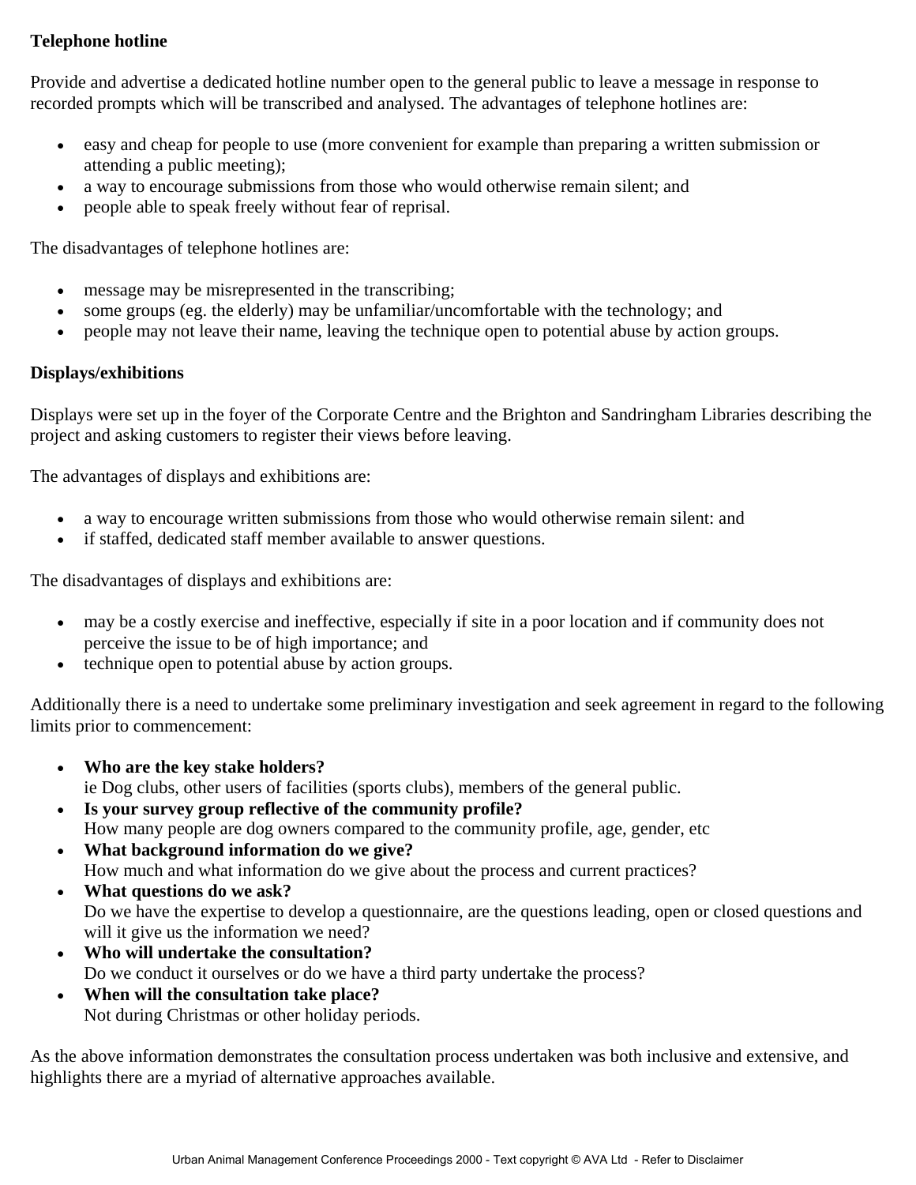**Telephone hotline**

Provide and advertise a dedicated hotline number open to the general public to leave a message in response to recorded prompts which will be transcribed and analysed. The advantages of telephone hotlines are:

- easy and cheap for people to use (more convenient for example than preparing a written submission or attending a public meeting);
- a way to encourage submissions from those who would otherwise remain silent; and
- people able to speak freely without fear of reprisal.

The disadvantages of telephone hotlines are:

- message may be misrepresented in the transcribing;
- some groups (eg. the elderly) may be unfamiliar/uncomfortable with the technology; and
- people may not leave their name, leaving the technique open to potential abuse by action groups.

**Displays/exhibitions**

Displays were set up in the foyer of the Corporate Centre and the Brighton and Sandringham Libraries describing the project and asking customers to register their views before leaving.

The advantages of displays and exhibitions are:

- a way to encourage written submissions from those who would otherwise remain silent: and
- if staffed, dedicated staff member available to answer questions.

The disadvantages of displays and exhibitions are:

- may be a costly exercise and ineffective, especially if site in a poor location and if community does not perceive the issue to be of high importance; and
- technique open to potential abuse by action groups.

Additionally there is a need to undertake some preliminary investigation and seek agreement in regard to the following limits prior to commencement:

- **Who are the key stake holders?**
  ie Dog clubs, other users of facilities (sports clubs), members of the general public.
- **Is your survey group reflective of the community profile?**
  How many people are dog owners compared to the community profile, age, gender, etc
- **What background information do we give?**
  How much and what information do we give about the process and current practices?
- **What questions do we ask?**
  Do we have the expertise to develop a questionnaire, are the questions leading, open or closed questions and will it give us the information we need?
- **Who will undertake the consultation?**
  Do we conduct it ourselves or do we have a third party undertake the process?
- **When will the consultation take place?**
  Not during Christmas or other holiday periods.

As the above information demonstrates the consultation process undertaken was both inclusive and extensive, and highlights there are a myriad of alternative approaches available.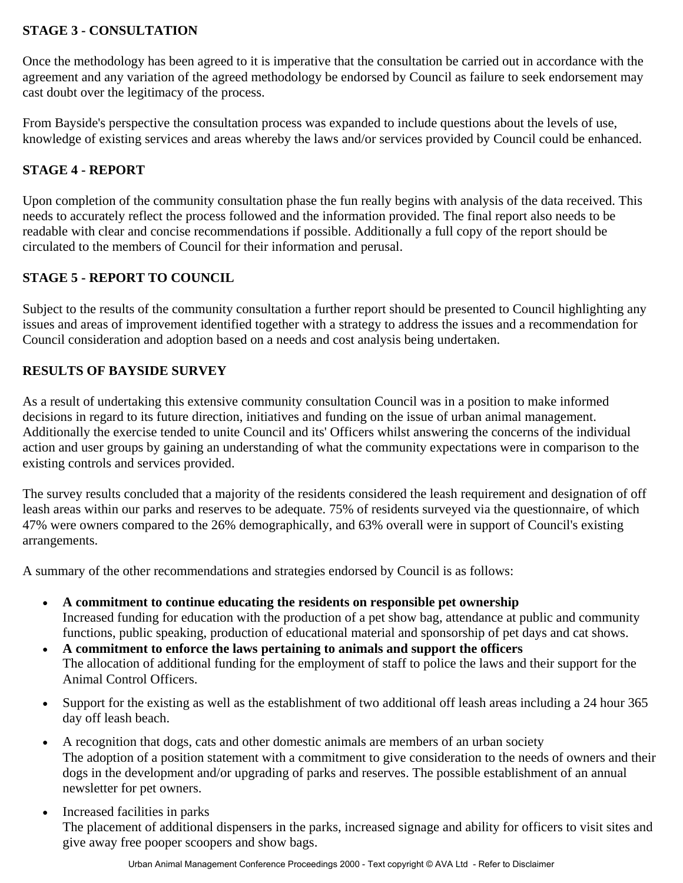**STAGE 3 - CONSULTATION**

Once the methodology has been agreed to it is imperative that the consultation be carried out in accordance with the agreement and any variation of the agreed methodology be endorsed by Council as failure to seek endorsement may cast doubt over the legitimacy of the process.

From Bayside's perspective the consultation process was expanded to include questions about the levels of use, knowledge of existing services and areas whereby the laws and/or services provided by Council could be enhanced.

**STAGE 4 - REPORT**

Upon completion of the community consultation phase the fun really begins with analysis of the data received. This needs to accurately reflect the process followed and the information provided. The final report also needs to be readable with clear and concise recommendations if possible. Additionally a full copy of the report should be circulated to the members of Council for their information and perusal.

**STAGE 5 - REPORT TO COUNCIL**

Subject to the results of the community consultation a further report should be presented to Council highlighting any issues and areas of improvement identified together with a strategy to address the issues and a recommendation for Council consideration and adoption based on a needs and cost analysis being undertaken.

**RESULTS OF BAYSIDE SURVEY**

As a result of undertaking this extensive community consultation Council was in a position to make informed decisions in regard to its future direction, initiatives and funding on the issue of urban animal management. Additionally the exercise tended to unite Council and its' Officers whilst answering the concerns of the individual action and user groups by gaining an understanding of what the community expectations were in comparison to the existing controls and services provided.

The survey results concluded that a majority of the residents considered the leash requirement and designation of off leash areas within our parks and reserves to be adequate. 75% of residents surveyed via the questionnaire, of which 47% were owners compared to the 26% demographically, and 63% overall were in support of Council's existing arrangements.

A summary of the other recommendations and strategies endorsed by Council is as follows:

- **A commitment to continue educating the residents on responsible pet ownership**
  Increased funding for education with the production of a pet show bag, attendance at public and community functions, public speaking, production of educational material and sponsorship of pet days and cat shows.
- **A commitment to enforce the laws pertaining to animals and support the officers**
  The allocation of additional funding for the employment of staff to police the laws and their support for the Animal Control Officers.
- Support for the existing as well as the establishment of two additional off leash areas including a 24 hour 365 day off leash beach.
- A recognition that dogs, cats and other domestic animals are members of an urban society
  The adoption of a position statement with a commitment to give consideration to the needs of owners and their dogs in the development and/or upgrading of parks and reserves. The possible establishment of an annual newsletter for pet owners.
- Increased facilities in parks
  The placement of additional dispensers in the parks, increased signage and ability for officers to visit sites and give away free pooper scoopers and show bags.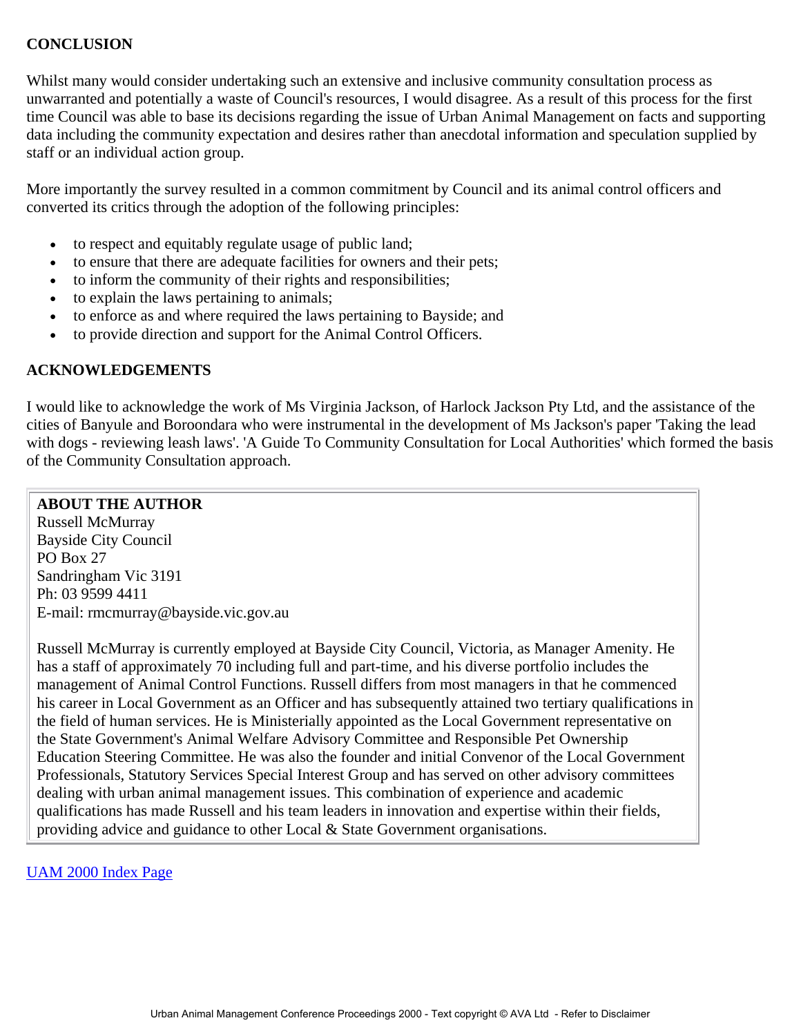**CONCLUSION**

Whilst many would consider undertaking such an extensive and inclusive community consultation process as unwarranted and potentially a waste of Council's resources, I would disagree. As a result of this process for the first time Council was able to base its decisions regarding the issue of Urban Animal Management on facts and supporting data including the community expectation and desires rather than anecdotal information and speculation supplied by staff or an individual action group.

More importantly the survey resulted in a common commitment by Council and its animal control officers and converted its critics through the adoption of the following principles:

- to respect and equitably regulate usage of public land;
- to ensure that there are adequate facilities for owners and their pets;
- to inform the community of their rights and responsibilities;
- to explain the laws pertaining to animals;
- to enforce as and where required the laws pertaining to Bayside; and
- to provide direction and support for the Animal Control Officers.

**ACKNOWLEDGEMENTS**

I would like to acknowledge the work of Ms Virginia Jackson, of Harlock Jackson Pty Ltd, and the assistance of the cities of Banyule and Boroondara who were instrumental in the development of Ms Jackson's paper 'Taking the lead with dogs - reviewing leash laws'. 'A Guide To Community Consultation for Local Authorities' which formed the basis of the Community Consultation approach.

**ABOUT THE AUTHOR**
Russell McMurray
Bayside City Council
PO Box 27
Sandringham Vic 3191
Ph: 03 9599 4411
E-mail: rmcmurray@bayside.vic.gov.au

Russell McMurray is currently employed at Bayside City Council, Victoria, as Manager Amenity. He has a staff of approximately 70 including full and part-time, and his diverse portfolio includes the management of Animal Control Functions. Russell differs from most managers in that he commenced his career in Local Government as an Officer and has subsequently attained two tertiary qualifications in the field of human services. He is Ministerially appointed as the Local Government representative on the State Government's Animal Welfare Advisory Committee and Responsible Pet Ownership Education Steering Committee. He was also the founder and initial Convenor of the Local Government Professionals, Statutory Services Special Interest Group and has served on other advisory committees dealing with urban animal management issues. This combination of experience and academic qualifications has made Russell and his team leaders in innovation and expertise within their fields, providing advice and guidance to other Local & State Government organisations.

UAM 2000 Index Page